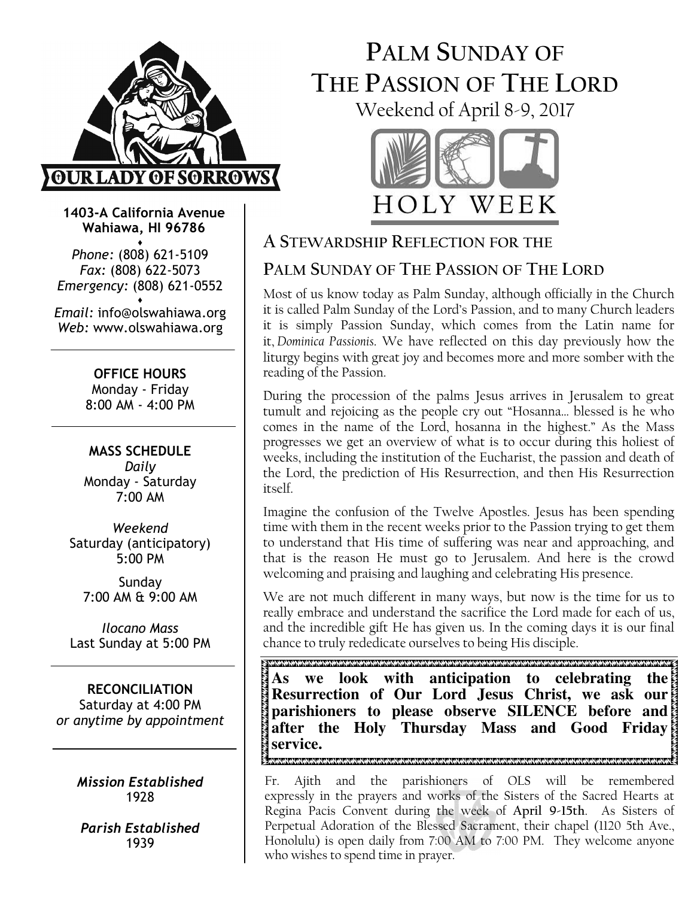# PALM SUNDAY OF THE PASSION OF THE LORD

Weekend of April 8-9, 2017

HOLY WEEK

**OUR LADY OF SORROWS**

**1403-A California Avenue**
**Wahiawa, HI 96786**

*Phone:* (808) 621-5109
*Fax:* (808) 622-5073
*Emergency:* (808) 621-0552

*Email:* info@olswahiawa.org
*Web:* www.olswahiawa.org

**OFFICE HOURS**
Monday - Friday
8:00 AM - 4:00 PM

**MASS SCHEDULE**
*Daily*
Monday - Saturday
7:00 AM

*Weekend*
Saturday (anticipatory)
5:00 PM

Sunday
7:00 AM & 9:00 AM

*Ilocano Mass*
Last Sunday at 5:00 PM

**RECONCILIATION**
Saturday at 4:00 PM
*or anytime by appointment*

***Mission Established***
1928

***Parish Established***
1939

## A STEWARDSHIP REFLECTION FOR THE PALM SUNDAY OF THE PASSION OF THE LORD

Most of us know today as Palm Sunday, although officially in the Church it is called Palm Sunday of the Lord's Passion, and to many Church leaders it is simply Passion Sunday, which comes from the Latin name for it, *Dominica Passionis*. We have reflected on this day previously how the liturgy begins with great joy and becomes more and more somber with the reading of the Passion.

During the procession of the palms Jesus arrives in Jerusalem to great tumult and rejoicing as the people cry out "Hosanna... blessed is he who comes in the name of the Lord, hosanna in the highest." As the Mass progresses we get an overview of what is to occur during this holiest of weeks, including the institution of the Eucharist, the passion and death of the Lord, the prediction of His Resurrection, and then His Resurrection itself.

Imagine the confusion of the Twelve Apostles. Jesus has been spending time with them in the recent weeks prior to the Passion trying to get them to understand that His time of suffering was near and approaching, and that is the reason He must go to Jerusalem. And here is the crowd welcoming and praising and laughing and celebrating His presence.

We are not much different in many ways, but now is the time for us to really embrace and understand the sacrifice the Lord made for each of us, and the incredible gift He has given us. In the coming days it is our final chance to truly rededicate ourselves to being His disciple.

**As we look with anticipation to celebrating the Resurrection of Our Lord Jesus Christ, we ask our parishioners to please observe SILENCE before and after the Holy Thursday Mass and Good Friday service.**

Fr. Ajith and the parishioners of OLS will be remembered expressly in the prayers and works of the Sisters of the Sacred Hearts at Regina Pacis Convent during the week of **April 9-15th**. As Sisters of Perpetual Adoration of the Blessed Sacrament, their chapel (1120 5th Ave., Honolulu) is open daily from 7:00 AM to 7:00 PM. They welcome anyone who wishes to spend time in prayer.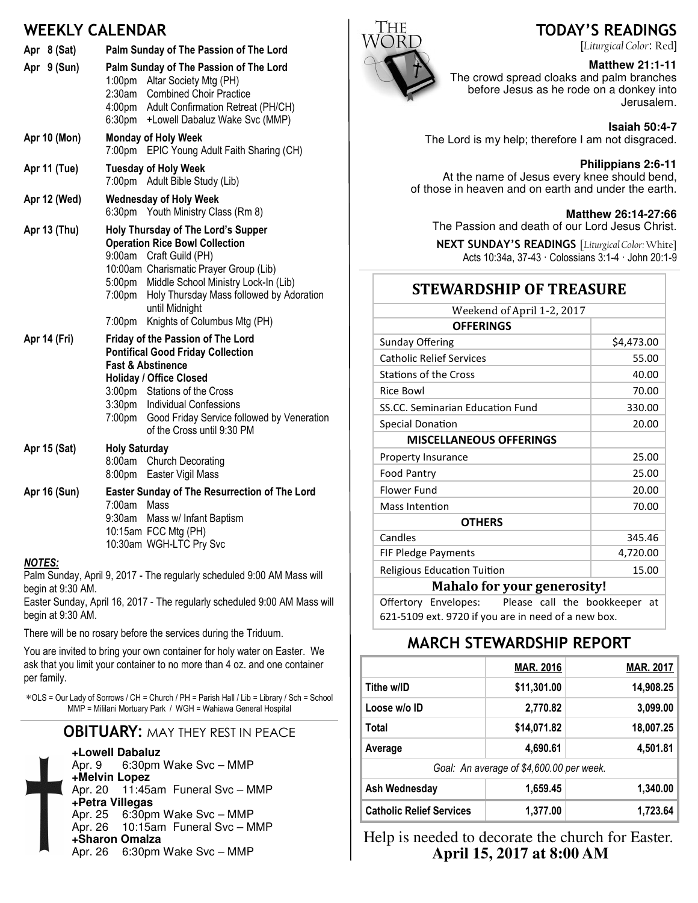## WEEKLY CALENDAR

**Apr 8 (Sat)** — **Palm Sunday of The Passion of The Lord**

**Apr 9 (Sun)** — **Palm Sunday of The Passion of The Lord**
- 1:00pm Altar Society Mtg (PH)
- 2:30am Combined Choir Practice
- 4:00pm Adult Confirmation Retreat (PH/CH)
- 6:30pm +Lowell Dabaluz Wake Svc (MMP)

**Apr 10 (Mon)** — **Monday of Holy Week**
- 7:00pm EPIC Young Adult Faith Sharing (CH)

**Apr 11 (Tue)** — **Tuesday of Holy Week**
- 7:00pm Adult Bible Study (Lib)

**Apr 12 (Wed)** — **Wednesday of Holy Week**
- 6:30pm Youth Ministry Class (Rm 8)

**Apr 13 (Thu)** — **Holy Thursday of The Lord's Supper**
**Operation Rice Bowl Collection**
- 9:00am Craft Guild (PH)
- 10:00am Charismatic Prayer Group (Lib)
- 5:00pm Middle School Ministry Lock-In (Lib)
- 7:00pm Holy Thursday Mass followed by Adoration until Midnight
- 7:00pm Knights of Columbus Mtg (PH)

**Apr 14 (Fri)** — **Friday of the Passion of The Lord**
**Pontifical Good Friday Collection**
**Fast & Abstinence**
**Holiday / Office Closed**
- 3:00pm Stations of the Cross
- 3:30pm Individual Confessions
- 7:00pm Good Friday Service followed by Veneration of the Cross until 9:30 PM

**Apr 15 (Sat)** — **Holy Saturday**
- 8:00am Church Decorating
- 8:00pm Easter Vigil Mass

**Apr 16 (Sun)** — **Easter Sunday of The Resurrection of The Lord**
- 7:00am Mass
- 9:30am Mass w/ Infant Baptism
- 10:15am FCC Mtg (PH)
- 10:30am WGH-LTC Pry Svc

***NOTES:***

Palm Sunday, April 9, 2017 - The regularly scheduled 9:00 AM Mass will begin at 9:30 AM.

Easter Sunday, April 16, 2017 - The regularly scheduled 9:00 AM Mass will begin at 9:30 AM.

There will be no rosary before the services during the Triduum.

You are invited to bring your own container for holy water on Easter. We ask that you limit your container to no more than 4 oz. and one container per family.

*OLS = Our Lady of Sorrows / CH = Church / PH = Parish Hall / Lib = Library / Sch = School
MMP = Mililani Mortuary Park / WGH = Wahiawa General Hospital

## OBITUARY: MAY THEY REST IN PEACE

**+Lowell Dabaluz**
Apr. 9 6:30pm Wake Svc – MMP

**+Melvin Lopez**
Apr. 20 11:45am Funeral Svc – MMP

**+Petra Villegas**
Apr. 25 6:30pm Wake Svc – MMP
Apr. 26 10:15am Funeral Svc – MMP

**+Sharon Omalza**
Apr. 26 6:30pm Wake Svc – MMP

## TODAY'S READINGS

[*Liturgical Color*: Red]

**Matthew 21:1-11**
The crowd spread cloaks and palm branches before Jesus as he rode on a donkey into Jerusalem.

**Isaiah 50:4-7**
The Lord is my help; therefore I am not disgraced.

**Philippians 2:6-11**
At the name of Jesus every knee should bend, of those in heaven and on earth and under the earth.

**Matthew 26:14-27:66**
The Passion and death of our Lord Jesus Christ.

**NEXT SUNDAY'S READINGS** [*Liturgical Color:* White]
Acts 10:34a, 37-43 · Colossians 3:1-4 · John 20:1-9

## STEWARDSHIP OF TREASURE

Weekend of April 1-2, 2017

| **OFFERINGS** | |
|---|---|
| Sunday Offering | $4,473.00 |
| Catholic Relief Services | 55.00 |
| Stations of the Cross | 40.00 |
| Rice Bowl | 70.00 |
| SS.CC. Seminarian Education Fund | 330.00 |
| Special Donation | 20.00 |
| **MISCELLANEOUS OFFERINGS** | |
| Property Insurance | 25.00 |
| Food Pantry | 25.00 |
| Flower Fund | 20.00 |
| Mass Intention | 70.00 |
| **OTHERS** | |
| Candles | 345.46 |
| FIF Pledge Payments | 4,720.00 |
| Religious Education Tuition | 15.00 |

**Mahalo for your generosity!**

Offertory Envelopes: Please call the bookkeeper at 621-5109 ext. 9720 if you are in need of a new box.

## MARCH STEWARDSHIP REPORT

| | MAR. 2016 | MAR. 2017 |
|---|---|---|
| **Tithe w/ID** | $11,301.00 | 14,908.25 |
| **Loose w/o ID** | 2,770.82 | 3,099.00 |
| **Total** | $14,071.82 | 18,007.25 |
| **Average** | 4,690.61 | 4,501.81 |
| *Goal: An average of $4,600.00 per week.* | | |
| **Ash Wednesday** | 1,659.45 | 1,340.00 |
| **Catholic Relief Services** | 1,377.00 | 1,723.64 |

Help is needed to decorate the church for Easter.
**April 15, 2017 at 8:00 AM**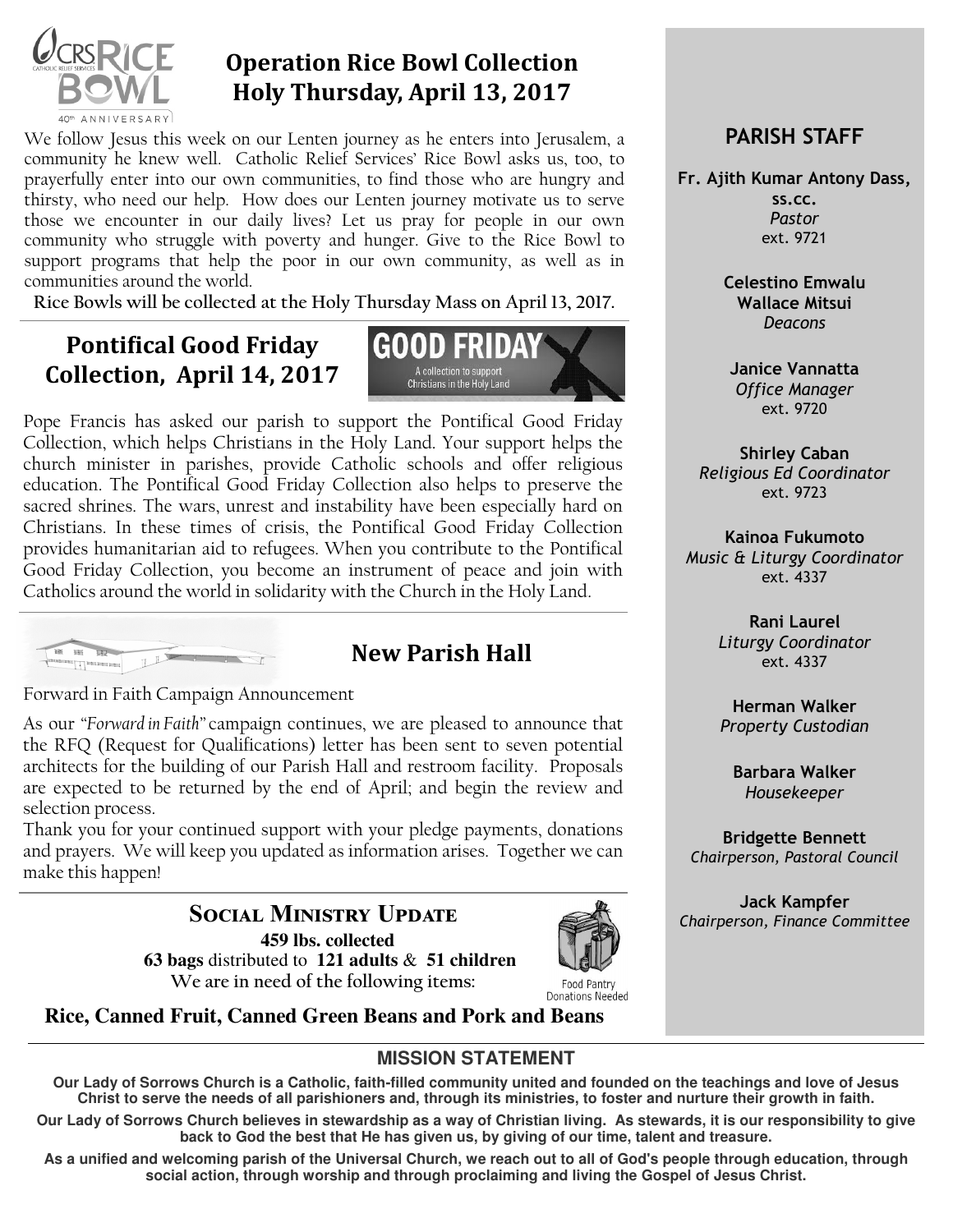## Operation Rice Bowl Collection Holy Thursday, April 13, 2017

We follow Jesus this week on our Lenten journey as he enters into Jerusalem, a community he knew well. Catholic Relief Services' Rice Bowl asks us, too, to prayerfully enter into our own communities, to find those who are hungry and thirsty, who need our help. How does our Lenten journey motivate us to serve those we encounter in our daily lives? Let us pray for people in our own community who struggle with poverty and hunger. Give to the Rice Bowl to support programs that help the poor in our own community, as well as in communities around the world.

**Rice Bowls will be collected at the Holy Thursday Mass on April 13, 2017.**

## Pontifical Good Friday Collection, April 14, 2017

Pope Francis has asked our parish to support the Pontifical Good Friday Collection, which helps Christians in the Holy Land. Your support helps the church minister in parishes, provide Catholic schools and offer religious education. The Pontifical Good Friday Collection also helps to preserve the sacred shrines. The wars, unrest and instability have been especially hard on Christians. In these times of crisis, the Pontifical Good Friday Collection provides humanitarian aid to refugees. When you contribute to the Pontifical Good Friday Collection, you become an instrument of peace and join with Catholics around the world in solidarity with the Church in the Holy Land.

## New Parish Hall

Forward in Faith Campaign Announcement

As our *"Forward in Faith"* campaign continues, we are pleased to announce that the RFQ (Request for Qualifications) letter has been sent to seven potential architects for the building of our Parish Hall and restroom facility. Proposals are expected to be returned by the end of April; and begin the review and selection process.

Thank you for your continued support with your pledge payments, donations and prayers. We will keep you updated as information arises. Together we can make this happen!

## Social Ministry Update

**459 lbs. collected**

**63 bags** distributed to **121 adults** & **51 children**

We are in need of the following items:

Food Pantry Donations Needed

**Rice, Canned Fruit, Canned Green Beans and Pork and Beans**

## PARISH STAFF

**Fr. Ajith Kumar Antony Dass, ss.cc.**
*Pastor*
ext. 9721

**Celestino Emwalu**
**Wallace Mitsui**
*Deacons*

**Janice Vannatta**
*Office Manager*
ext. 9720

**Shirley Caban**
*Religious Ed Coordinator*
ext. 9723

**Kainoa Fukumoto**
*Music & Liturgy Coordinator*
ext. 4337

**Rani Laurel**
*Liturgy Coordinator*
ext. 4337

**Herman Walker**
*Property Custodian*

**Barbara Walker**
*Housekeeper*

**Bridgette Bennett**
*Chairperson, Pastoral Council*

**Jack Kampfer**
*Chairperson, Finance Committee*

## MISSION STATEMENT

**Our Lady of Sorrows Church is a Catholic, faith-filled community united and founded on the teachings and love of Jesus Christ to serve the needs of all parishioners and, through its ministries, to foster and nurture their growth in faith.**

**Our Lady of Sorrows Church believes in stewardship as a way of Christian living. As stewards, it is our responsibility to give back to God the best that He has given us, by giving of our time, talent and treasure.**

**As a unified and welcoming parish of the Universal Church, we reach out to all of God's people through education, through social action, through worship and through proclaiming and living the Gospel of Jesus Christ.**